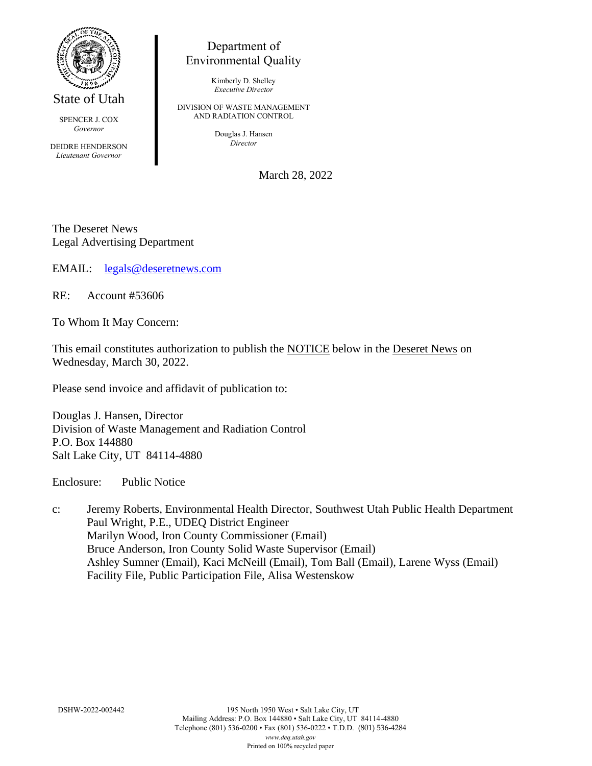State of Utah

SPENCER J. COX
*Governor*

DEIDRE HENDERSON
*Lieutenant Governor*

Department of
Environmental Quality

Kimberly D. Shelley
*Executive Director*

DIVISION OF WASTE MANAGEMENT
AND RADIATION CONTROL

Douglas J. Hansen
*Director*

March 28, 2022

The Deseret News
Legal Advertising Department

EMAIL: legals@deseretnews.com

RE: Account #53606

To Whom It May Concern:

This email constitutes authorization to publish the NOTICE below in the Deseret News on Wednesday, March 30, 2022.

Please send invoice and affidavit of publication to:

Douglas J. Hansen, Director
Division of Waste Management and Radiation Control
P.O. Box 144880
Salt Lake City, UT 84114-4880

Enclosure: Public Notice

c: Jeremy Roberts, Environmental Health Director, Southwest Utah Public Health Department
Paul Wright, P.E., UDEQ District Engineer
Marilyn Wood, Iron County Commissioner (Email)
Bruce Anderson, Iron County Solid Waste Supervisor (Email)
Ashley Sumner (Email), Kaci McNeill (Email), Tom Ball (Email), Larene Wyss (Email)
Facility File, Public Participation File, Alisa Westenskow

DSHW-2022-002442

195 North 1950 West • Salt Lake City, UT
Mailing Address: P.O. Box 144880 • Salt Lake City, UT 84114-4880
Telephone (801) 536-0200 • Fax (801) 536-0222 • T.D.D. (801) 536-4284
*www.deq.utah.gov*
Printed on 100% recycled paper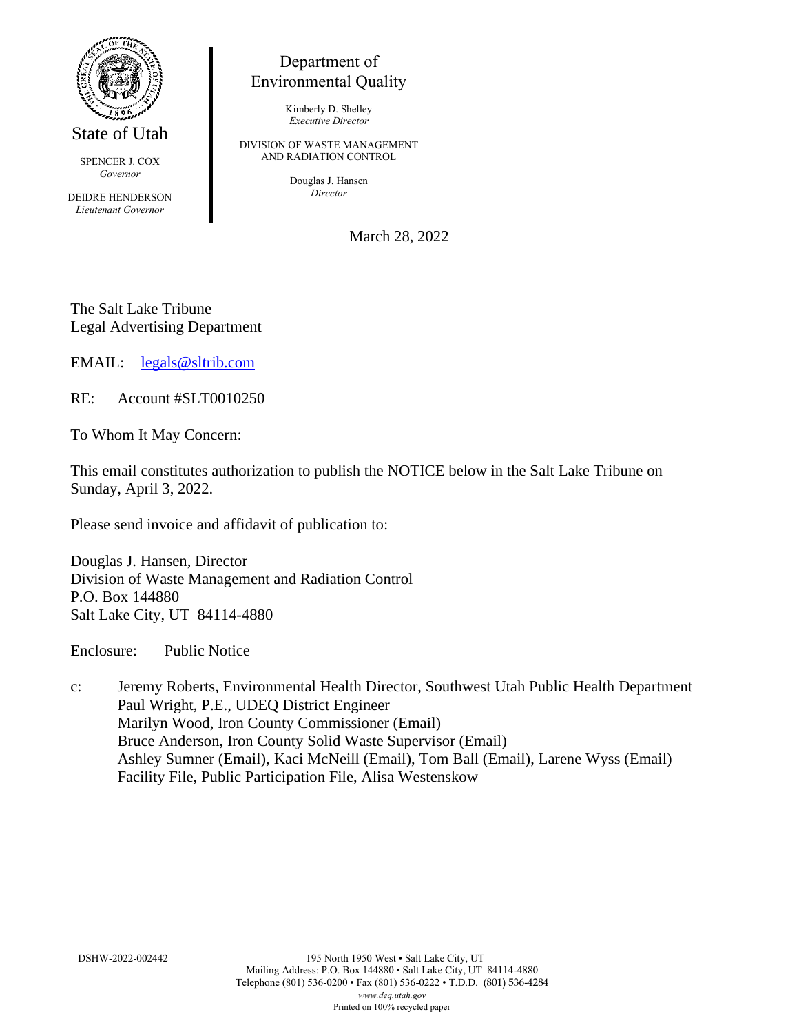State of Utah

SPENCER J. COX
*Governor*

DEIDRE HENDERSON
*Lieutenant Governor*

Department of Environmental Quality

Kimberly D. Shelley
*Executive Director*

DIVISION OF WASTE MANAGEMENT AND RADIATION CONTROL

Douglas J. Hansen
*Director*

March 28, 2022

The Salt Lake Tribune
Legal Advertising Department

EMAIL: legals@sltrib.com

RE: Account #SLT0010250

To Whom It May Concern:

This email constitutes authorization to publish the NOTICE below in the Salt Lake Tribune on Sunday, April 3, 2022.

Please send invoice and affidavit of publication to:

Douglas J. Hansen, Director
Division of Waste Management and Radiation Control
P.O. Box 144880
Salt Lake City, UT 84114-4880

Enclosure: Public Notice

c: Jeremy Roberts, Environmental Health Director, Southwest Utah Public Health Department
Paul Wright, P.E., UDEQ District Engineer
Marilyn Wood, Iron County Commissioner (Email)
Bruce Anderson, Iron County Solid Waste Supervisor (Email)
Ashley Sumner (Email), Kaci McNeill (Email), Tom Ball (Email), Larene Wyss (Email)
Facility File, Public Participation File, Alisa Westenskow

DSHW-2022-002442

195 North 1950 West • Salt Lake City, UT
Mailing Address: P.O. Box 144880 • Salt Lake City, UT 84114-4880
Telephone (801) 536-0200 • Fax (801) 536-0222 • T.D.D. (801) 536-4284
*www.deq.utah.gov*
Printed on 100% recycled paper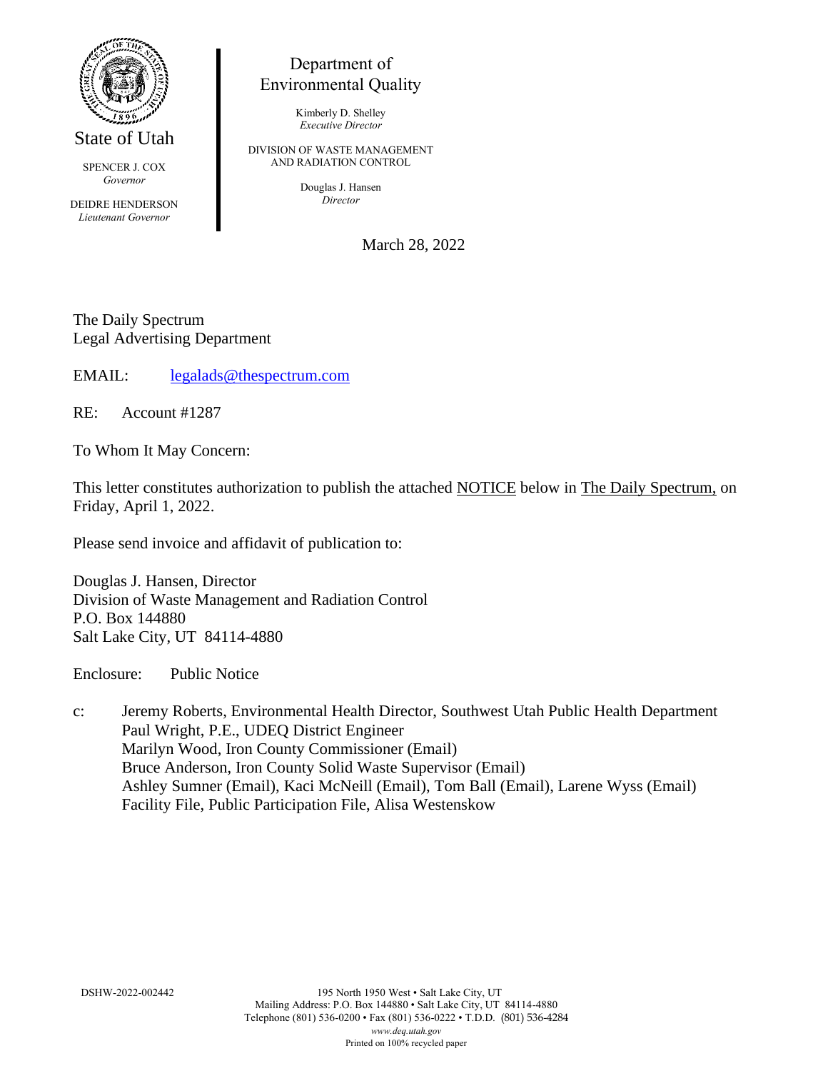State of Utah

SPENCER J. COX
*Governor*

DEIDRE HENDERSON
*Lieutenant Governor*

Department of
Environmental Quality

Kimberly D. Shelley
*Executive Director*

DIVISION OF WASTE MANAGEMENT
AND RADIATION CONTROL

Douglas J. Hansen
*Director*

March 28, 2022

The Daily Spectrum
Legal Advertising Department

EMAIL: legalads@thespectrum.com

RE: Account #1287

To Whom It May Concern:

This letter constitutes authorization to publish the attached NOTICE below in The Daily Spectrum, on Friday, April 1, 2022.

Please send invoice and affidavit of publication to:

Douglas J. Hansen, Director
Division of Waste Management and Radiation Control
P.O. Box 144880
Salt Lake City, UT 84114-4880

Enclosure: Public Notice

c: Jeremy Roberts, Environmental Health Director, Southwest Utah Public Health Department
Paul Wright, P.E., UDEQ District Engineer
Marilyn Wood, Iron County Commissioner (Email)
Bruce Anderson, Iron County Solid Waste Supervisor (Email)
Ashley Sumner (Email), Kaci McNeill (Email), Tom Ball (Email), Larene Wyss (Email)
Facility File, Public Participation File, Alisa Westenskow

DSHW-2022-002442

195 North 1950 West • Salt Lake City, UT
Mailing Address: P.O. Box 144880 • Salt Lake City, UT 84114-4880
Telephone (801) 536-0200 • Fax (801) 536-0222 • T.D.D. (801) 536-4284
*www.deq.utah.gov*
Printed on 100% recycled paper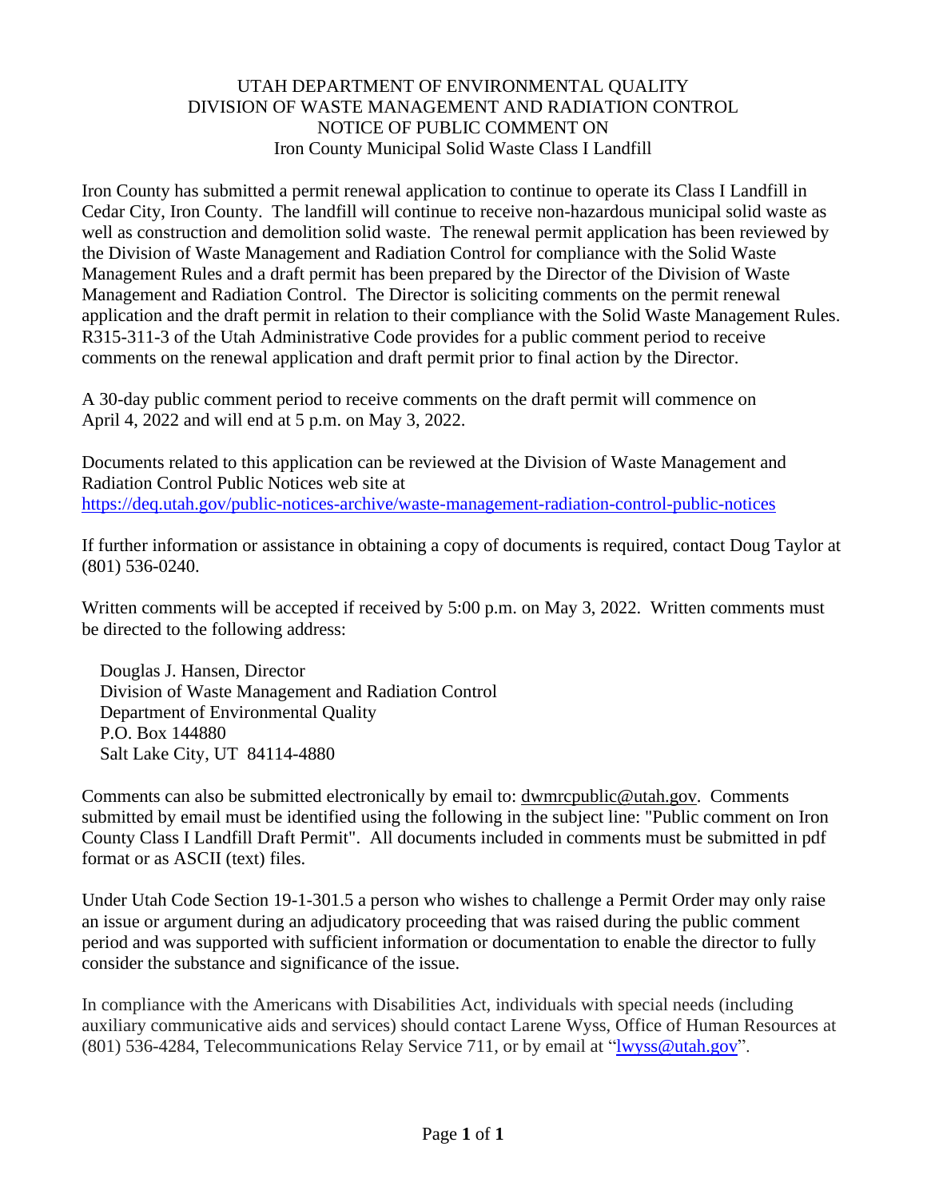# UTAH DEPARTMENT OF ENVIRONMENTAL QUALITY
# DIVISION OF WASTE MANAGEMENT AND RADIATION CONTROL
# NOTICE OF PUBLIC COMMENT ON
# Iron County Municipal Solid Waste Class I Landfill

Iron County has submitted a permit renewal application to continue to operate its Class I Landfill in Cedar City, Iron County. The landfill will continue to receive non-hazardous municipal solid waste as well as construction and demolition solid waste. The renewal permit application has been reviewed by the Division of Waste Management and Radiation Control for compliance with the Solid Waste Management Rules and a draft permit has been prepared by the Director of the Division of Waste Management and Radiation Control. The Director is soliciting comments on the permit renewal application and the draft permit in relation to their compliance with the Solid Waste Management Rules. R315-311-3 of the Utah Administrative Code provides for a public comment period to receive comments on the renewal application and draft permit prior to final action by the Director.

A 30-day public comment period to receive comments on the draft permit will commence on April 4, 2022 and will end at 5 p.m. on May 3, 2022.

Documents related to this application can be reviewed at the Division of Waste Management and Radiation Control Public Notices web site at https://deq.utah.gov/public-notices-archive/waste-management-radiation-control-public-notices

If further information or assistance in obtaining a copy of documents is required, contact Doug Taylor at (801) 536-0240.

Written comments will be accepted if received by 5:00 p.m. on May 3, 2022. Written comments must be directed to the following address:

Douglas J. Hansen, Director
Division of Waste Management and Radiation Control
Department of Environmental Quality
P.O. Box 144880
Salt Lake City, UT 84114-4880

Comments can also be submitted electronically by email to: dwmrcpublic@utah.gov. Comments submitted by email must be identified using the following in the subject line: "Public comment on Iron County Class I Landfill Draft Permit". All documents included in comments must be submitted in pdf format or as ASCII (text) files.

Under Utah Code Section 19-1-301.5 a person who wishes to challenge a Permit Order may only raise an issue or argument during an adjudicatory proceeding that was raised during the public comment period and was supported with sufficient information or documentation to enable the director to fully consider the substance and significance of the issue.

In compliance with the Americans with Disabilities Act, individuals with special needs (including auxiliary communicative aids and services) should contact Larene Wyss, Office of Human Resources at (801) 536-4284, Telecommunications Relay Service 711, or by email at "lwyss@utah.gov".